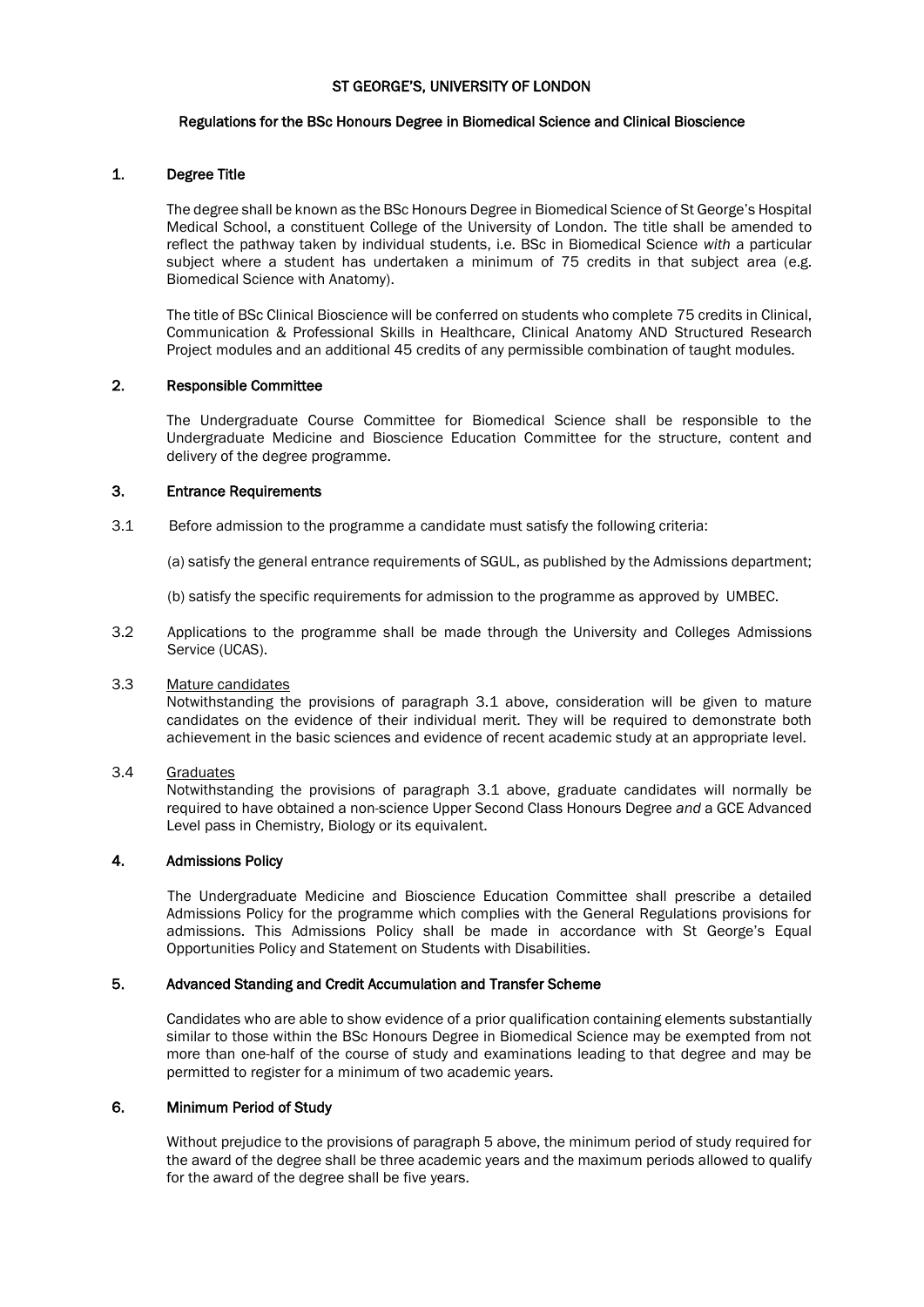# ST GEORGE'S, UNIVERSITY OF LONDON

## Regulations for the BSc Honours Degree in Biomedical Science and Clinical Bioscience

### 1. Degree Title

The degree shall be known as the BSc Honours Degree in Biomedical Science of St George's Hospital Medical School, a constituent College of the University of London. The title shall be amended to reflect the pathway taken by individual students, i.e. BSc in Biomedical Science *with* a particular subject where a student has undertaken a minimum of 75 credits in that subject area (e.g. Biomedical Science with Anatomy).

The title of BSc Clinical Bioscience will be conferred on students who complete 75 credits in Clinical, Communication & Professional Skills in Healthcare, Clinical Anatomy AND Structured Research Project modules and an additional 45 credits of any permissible combination of taught modules.

### 2. Responsible Committee

The Undergraduate Course Committee for Biomedical Science shall be responsible to the Undergraduate Medicine and Bioscience Education Committee for the structure, content and delivery of the degree programme.

### 3. Entrance Requirements

3.1 Before admission to the programme a candidate must satisfy the following criteria:

(a) satisfy the general entrance requirements of SGUL, as published by the Admissions department;

(b) satisfy the specific requirements for admission to the programme as approved by UMBEC.

3.2 Applications to the programme shall be made through the University and Colleges Admissions Service (UCAS).

3.3 Mature candidates
Notwithstanding the provisions of paragraph 3.1 above, consideration will be given to mature candidates on the evidence of their individual merit. They will be required to demonstrate both achievement in the basic sciences and evidence of recent academic study at an appropriate level.

3.4 Graduates
Notwithstanding the provisions of paragraph 3.1 above, graduate candidates will normally be required to have obtained a non-science Upper Second Class Honours Degree *and* a GCE Advanced Level pass in Chemistry, Biology or its equivalent.

### 4. Admissions Policy

The Undergraduate Medicine and Bioscience Education Committee shall prescribe a detailed Admissions Policy for the programme which complies with the General Regulations provisions for admissions. This Admissions Policy shall be made in accordance with St George's Equal Opportunities Policy and Statement on Students with Disabilities.

### 5. Advanced Standing and Credit Accumulation and Transfer Scheme

Candidates who are able to show evidence of a prior qualification containing elements substantially similar to those within the BSc Honours Degree in Biomedical Science may be exempted from not more than one-half of the course of study and examinations leading to that degree and may be permitted to register for a minimum of two academic years.

### 6. Minimum Period of Study

Without prejudice to the provisions of paragraph 5 above, the minimum period of study required for the award of the degree shall be three academic years and the maximum periods allowed to qualify for the award of the degree shall be five years.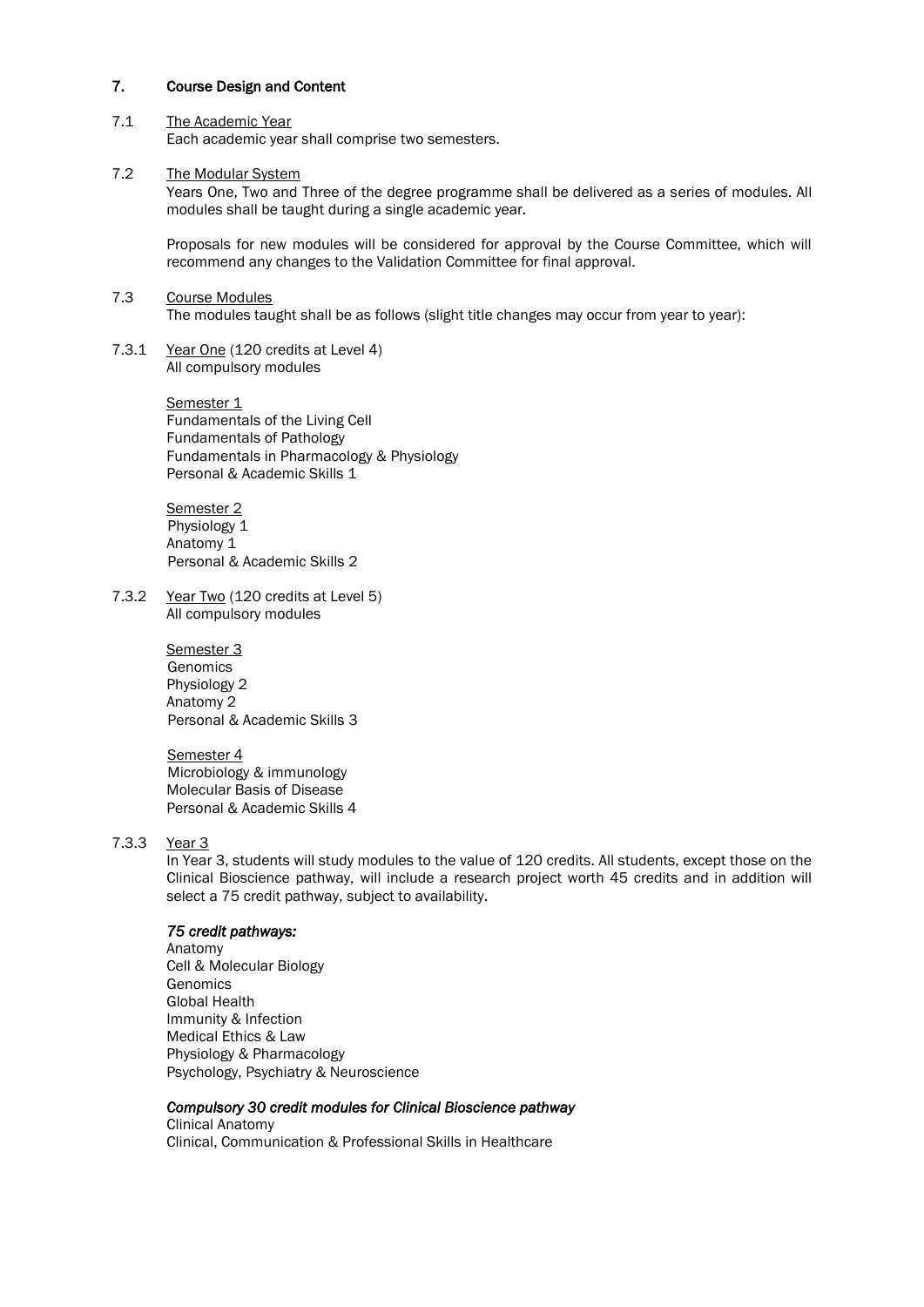## 7. Course Design and Content

### 7.1 The Academic Year

Each academic year shall comprise two semesters.

### 7.2 The Modular System

Years One, Two and Three of the degree programme shall be delivered as a series of modules. All modules shall be taught during a single academic year.

Proposals for new modules will be considered for approval by the Course Committee, which will recommend any changes to the Validation Committee for final approval.

### 7.3 Course Modules

The modules taught shall be as follows (slight title changes may occur from year to year):

#### 7.3.1 Year One (120 credits at Level 4)

All compulsory modules

Semester 1

Fundamentals of the Living Cell
Fundamentals of Pathology
Fundamentals in Pharmacology & Physiology
Personal & Academic Skills 1

Semester 2

Physiology 1
Anatomy 1
Personal & Academic Skills 2

#### 7.3.2 Year Two (120 credits at Level 5)

All compulsory modules

Semester 3

Genomics
Physiology 2
Anatomy 2
Personal & Academic Skills 3

Semester 4

Microbiology & immunology
Molecular Basis of Disease
Personal & Academic Skills 4

#### 7.3.3 Year 3

In Year 3, students will study modules to the value of 120 credits. All students, except those on the Clinical Bioscience pathway, will include a research project worth 45 credits and in addition will select a 75 credit pathway, subject to availability.

***75 credit pathways:***

Anatomy
Cell & Molecular Biology
Genomics
Global Health
Immunity & Infection
Medical Ethics & Law
Physiology & Pharmacology
Psychology, Psychiatry & Neuroscience

***Compulsory 30 credit modules for Clinical Bioscience pathway***

Clinical Anatomy
Clinical, Communication & Professional Skills in Healthcare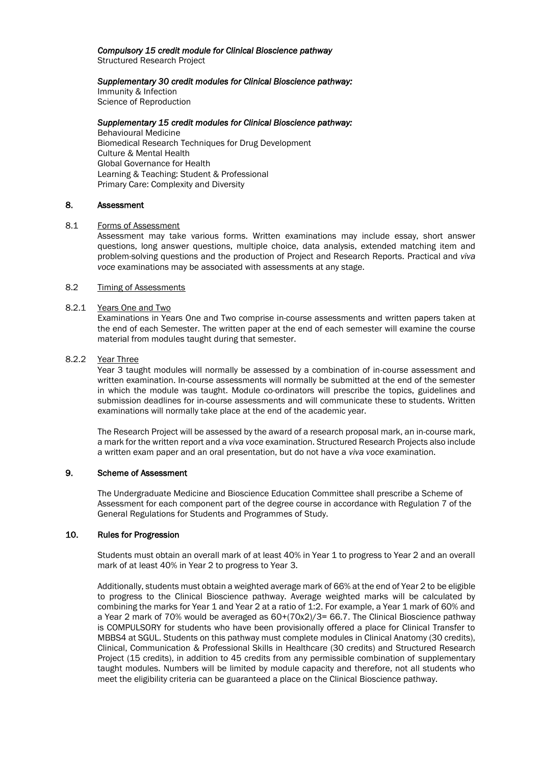*Compulsory 15 credit module for Clinical Bioscience pathway*
Structured Research Project

*Supplementary 30 credit modules for Clinical Bioscience pathway:*
Immunity & Infection
Science of Reproduction

*Supplementary 15 credit modules for Clinical Bioscience pathway:*
Behavioural Medicine
Biomedical Research Techniques for Drug Development
Culture & Mental Health
Global Governance for Health
Learning & Teaching: Student & Professional
Primary Care: Complexity and Diversity

## 8. Assessment

### 8.1 Forms of Assessment

Assessment may take various forms. Written examinations may include essay, short answer questions, long answer questions, multiple choice, data analysis, extended matching item and problem-solving questions and the production of Project and Research Reports. Practical and *viva voce* examinations may be associated with assessments at any stage.

### 8.2 Timing of Assessments

#### 8.2.1 Years One and Two

Examinations in Years One and Two comprise in-course assessments and written papers taken at the end of each Semester. The written paper at the end of each semester will examine the course material from modules taught during that semester.

#### 8.2.2 Year Three

Year 3 taught modules will normally be assessed by a combination of in-course assessment and written examination. In-course assessments will normally be submitted at the end of the semester in which the module was taught. Module co-ordinators will prescribe the topics, guidelines and submission deadlines for in-course assessments and will communicate these to students. Written examinations will normally take place at the end of the academic year.

The Research Project will be assessed by the award of a research proposal mark, an in-course mark, a mark for the written report and a *viva voce* examination. Structured Research Projects also include a written exam paper and an oral presentation, but do not have a *viva voce* examination.

## 9. Scheme of Assessment

The Undergraduate Medicine and Bioscience Education Committee shall prescribe a Scheme of Assessment for each component part of the degree course in accordance with Regulation 7 of the General Regulations for Students and Programmes of Study.

## 10. Rules for Progression

Students must obtain an overall mark of at least 40% in Year 1 to progress to Year 2 and an overall mark of at least 40% in Year 2 to progress to Year 3.

Additionally, students must obtain a weighted average mark of 66% at the end of Year 2 to be eligible to progress to the Clinical Bioscience pathway. Average weighted marks will be calculated by combining the marks for Year 1 and Year 2 at a ratio of 1:2. For example, a Year 1 mark of 60% and a Year 2 mark of 70% would be averaged as $60+(70x2)/3= 66.7$. The Clinical Bioscience pathway is COMPULSORY for students who have been provisionally offered a place for Clinical Transfer to MBBS4 at SGUL. Students on this pathway must complete modules in Clinical Anatomy (30 credits), Clinical, Communication & Professional Skills in Healthcare (30 credits) and Structured Research Project (15 credits), in addition to 45 credits from any permissible combination of supplementary taught modules. Numbers will be limited by module capacity and therefore, not all students who meet the eligibility criteria can be guaranteed a place on the Clinical Bioscience pathway.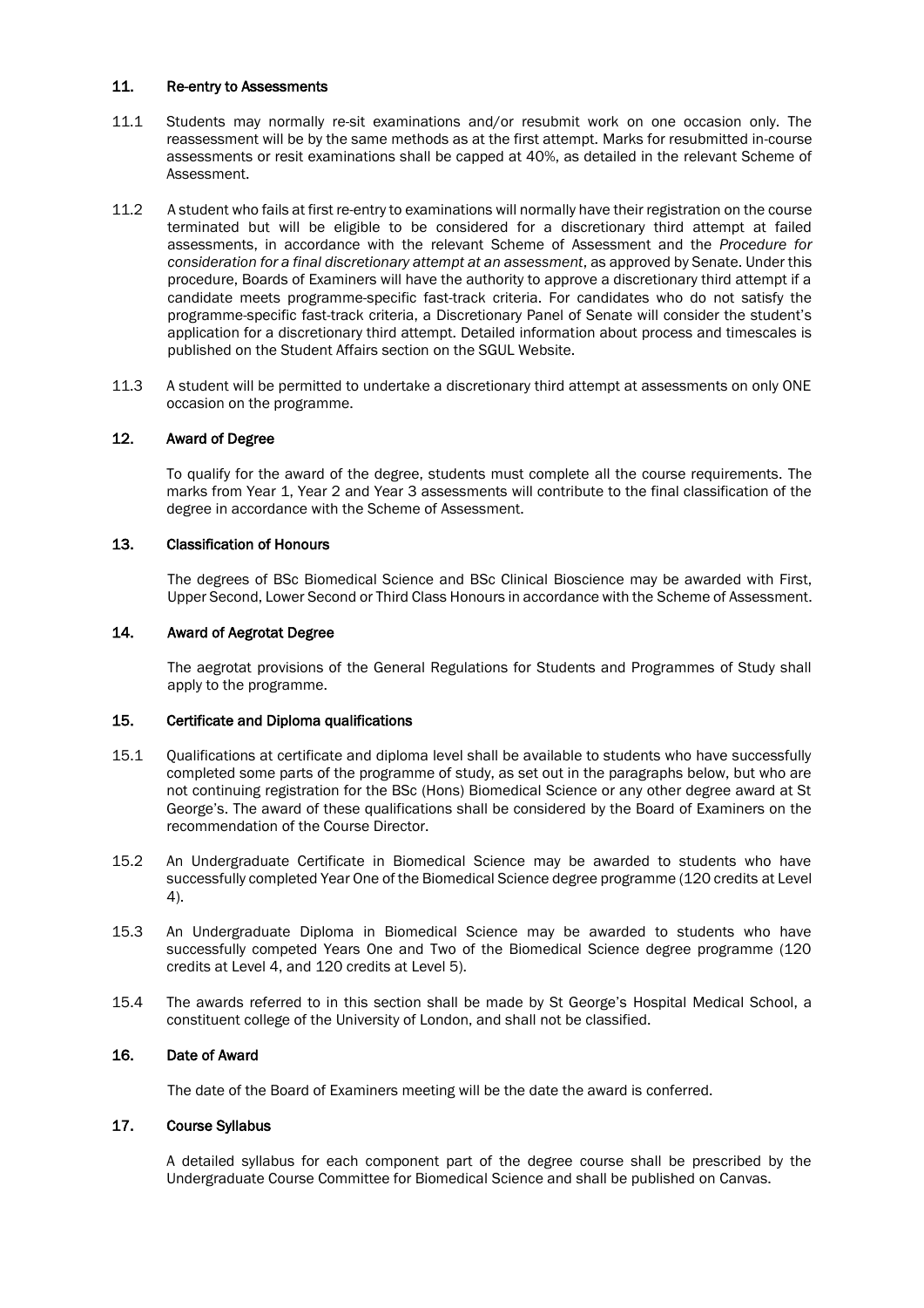## 11. Re-entry to Assessments

11.1 Students may normally re-sit examinations and/or resubmit work on one occasion only. The reassessment will be by the same methods as at the first attempt. Marks for resubmitted in-course assessments or resit examinations shall be capped at 40%, as detailed in the relevant Scheme of Assessment.

11.2 A student who fails at first re-entry to examinations will normally have their registration on the course terminated but will be eligible to be considered for a discretionary third attempt at failed assessments, in accordance with the relevant Scheme of Assessment and the *Procedure for consideration for a final discretionary attempt at an assessment*, as approved by Senate. Under this procedure, Boards of Examiners will have the authority to approve a discretionary third attempt if a candidate meets programme-specific fast-track criteria. For candidates who do not satisfy the programme-specific fast-track criteria, a Discretionary Panel of Senate will consider the student's application for a discretionary third attempt. Detailed information about process and timescales is published on the Student Affairs section on the SGUL Website.

11.3 A student will be permitted to undertake a discretionary third attempt at assessments on only ONE occasion on the programme.

## 12. Award of Degree

To qualify for the award of the degree, students must complete all the course requirements. The marks from Year 1, Year 2 and Year 3 assessments will contribute to the final classification of the degree in accordance with the Scheme of Assessment.

## 13. Classification of Honours

The degrees of BSc Biomedical Science and BSc Clinical Bioscience may be awarded with First, Upper Second, Lower Second or Third Class Honours in accordance with the Scheme of Assessment.

## 14. Award of Aegrotat Degree

The aegrotat provisions of the General Regulations for Students and Programmes of Study shall apply to the programme.

## 15. Certificate and Diploma qualifications

15.1 Qualifications at certificate and diploma level shall be available to students who have successfully completed some parts of the programme of study, as set out in the paragraphs below, but who are not continuing registration for the BSc (Hons) Biomedical Science or any other degree award at St George's. The award of these qualifications shall be considered by the Board of Examiners on the recommendation of the Course Director.

15.2 An Undergraduate Certificate in Biomedical Science may be awarded to students who have successfully completed Year One of the Biomedical Science degree programme (120 credits at Level 4).

15.3 An Undergraduate Diploma in Biomedical Science may be awarded to students who have successfully competed Years One and Two of the Biomedical Science degree programme (120 credits at Level 4, and 120 credits at Level 5).

15.4 The awards referred to in this section shall be made by St George's Hospital Medical School, a constituent college of the University of London, and shall not be classified.

## 16. Date of Award

The date of the Board of Examiners meeting will be the date the award is conferred.

## 17. Course Syllabus

A detailed syllabus for each component part of the degree course shall be prescribed by the Undergraduate Course Committee for Biomedical Science and shall be published on Canvas.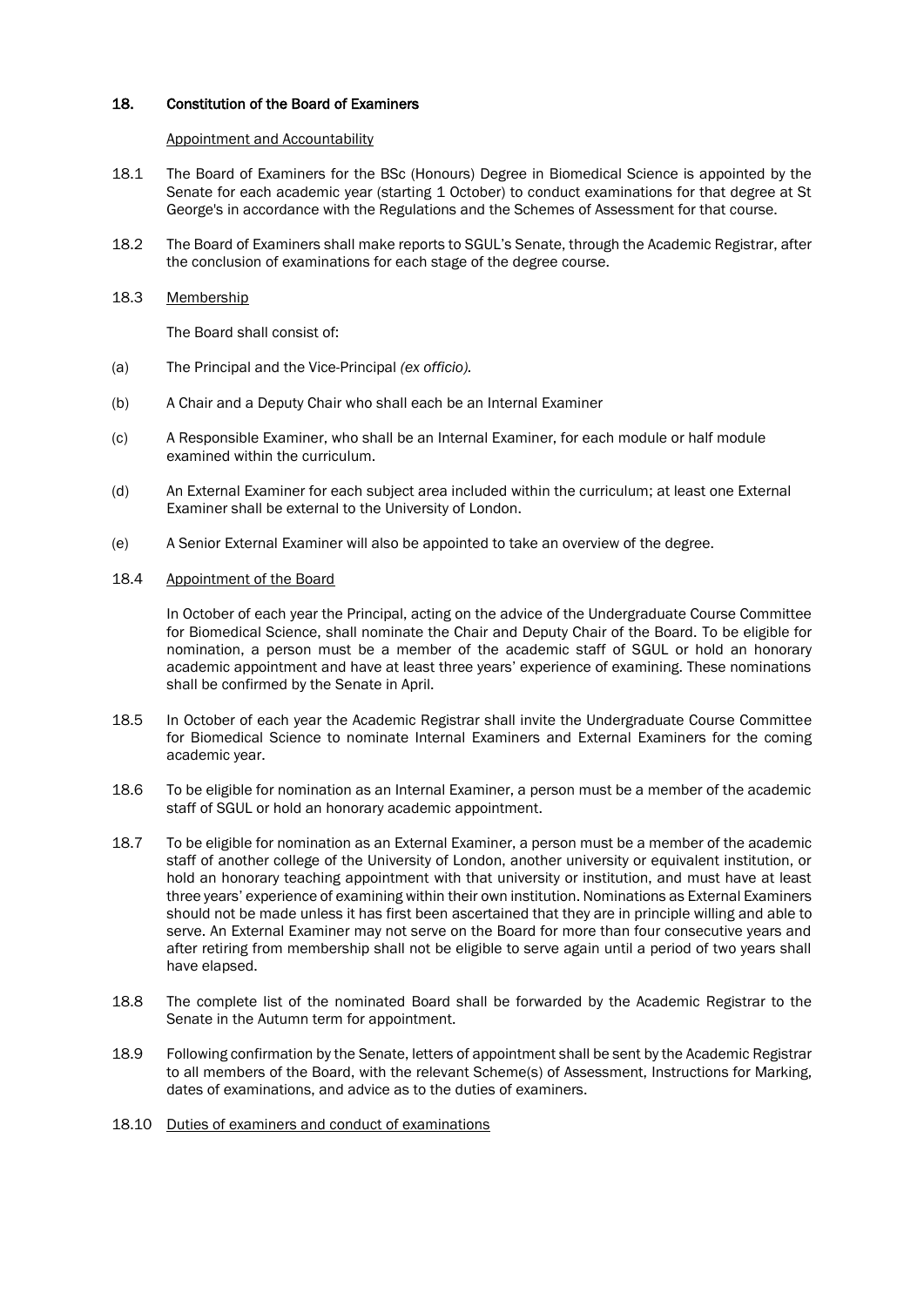## 18. Constitution of the Board of Examiners

Appointment and Accountability

18.1 The Board of Examiners for the BSc (Honours) Degree in Biomedical Science is appointed by the Senate for each academic year (starting 1 October) to conduct examinations for that degree at St George's in accordance with the Regulations and the Schemes of Assessment for that course.

18.2 The Board of Examiners shall make reports to SGUL's Senate, through the Academic Registrar, after the conclusion of examinations for each stage of the degree course.

18.3 Membership

The Board shall consist of:

(a) The Principal and the Vice-Principal *(ex officio).*

(b) A Chair and a Deputy Chair who shall each be an Internal Examiner

(c) A Responsible Examiner, who shall be an Internal Examiner, for each module or half module examined within the curriculum.

(d) An External Examiner for each subject area included within the curriculum; at least one External Examiner shall be external to the University of London.

(e) A Senior External Examiner will also be appointed to take an overview of the degree.

18.4 Appointment of the Board

In October of each year the Principal, acting on the advice of the Undergraduate Course Committee for Biomedical Science, shall nominate the Chair and Deputy Chair of the Board. To be eligible for nomination, a person must be a member of the academic staff of SGUL or hold an honorary academic appointment and have at least three years' experience of examining. These nominations shall be confirmed by the Senate in April.

18.5 In October of each year the Academic Registrar shall invite the Undergraduate Course Committee for Biomedical Science to nominate Internal Examiners and External Examiners for the coming academic year.

18.6 To be eligible for nomination as an Internal Examiner, a person must be a member of the academic staff of SGUL or hold an honorary academic appointment.

18.7 To be eligible for nomination as an External Examiner, a person must be a member of the academic staff of another college of the University of London, another university or equivalent institution, or hold an honorary teaching appointment with that university or institution, and must have at least three years' experience of examining within their own institution. Nominations as External Examiners should not be made unless it has first been ascertained that they are in principle willing and able to serve. An External Examiner may not serve on the Board for more than four consecutive years and after retiring from membership shall not be eligible to serve again until a period of two years shall have elapsed.

18.8 The complete list of the nominated Board shall be forwarded by the Academic Registrar to the Senate in the Autumn term for appointment.

18.9 Following confirmation by the Senate, letters of appointment shall be sent by the Academic Registrar to all members of the Board, with the relevant Scheme(s) of Assessment, Instructions for Marking, dates of examinations, and advice as to the duties of examiners.

18.10 Duties of examiners and conduct of examinations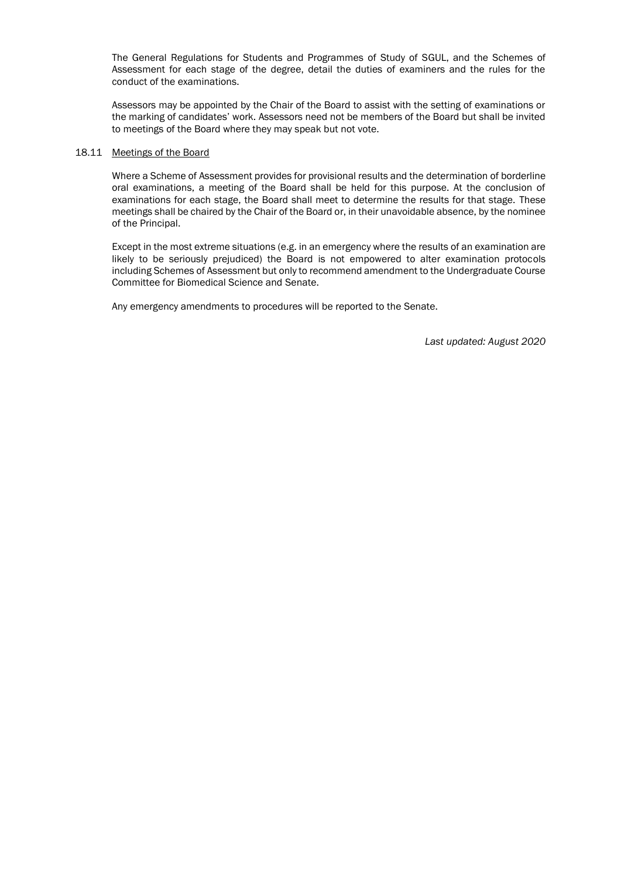The General Regulations for Students and Programmes of Study of SGUL, and the Schemes of Assessment for each stage of the degree, detail the duties of examiners and the rules for the conduct of the examinations.

Assessors may be appointed by the Chair of the Board to assist with the setting of examinations or the marking of candidates' work. Assessors need not be members of the Board but shall be invited to meetings of the Board where they may speak but not vote.

18.11 Meetings of the Board

Where a Scheme of Assessment provides for provisional results and the determination of borderline oral examinations, a meeting of the Board shall be held for this purpose. At the conclusion of examinations for each stage, the Board shall meet to determine the results for that stage. These meetings shall be chaired by the Chair of the Board or, in their unavoidable absence, by the nominee of the Principal.

Except in the most extreme situations (e.g. in an emergency where the results of an examination are likely to be seriously prejudiced) the Board is not empowered to alter examination protocols including Schemes of Assessment but only to recommend amendment to the Undergraduate Course Committee for Biomedical Science and Senate.

Any emergency amendments to procedures will be reported to the Senate.

*Last updated: August 2020*